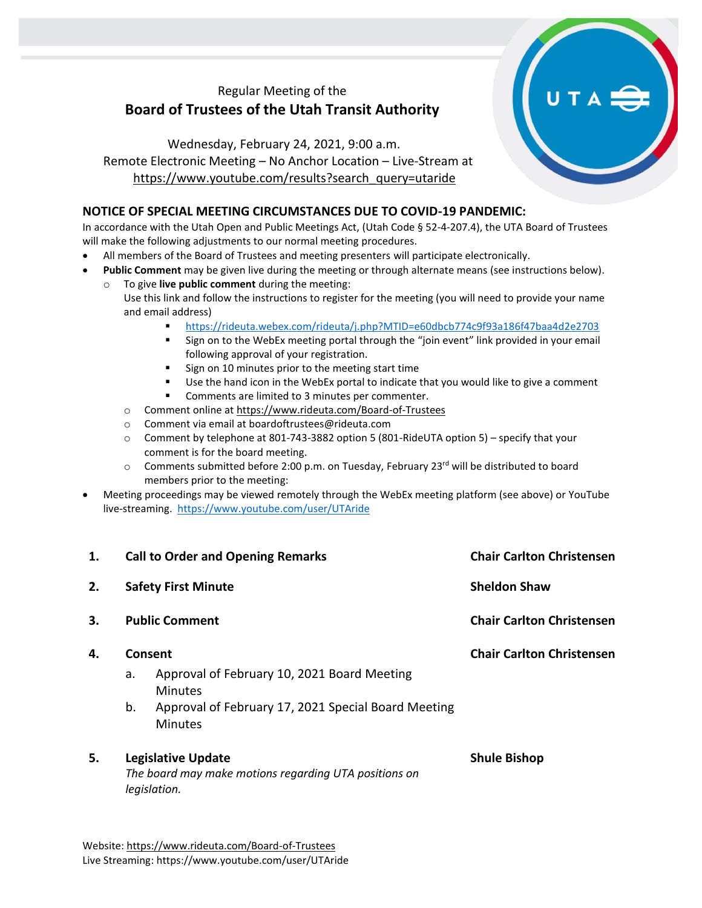Regular Meeting of the

# Board of Trustees of the Utah Transit Authority

Wednesday, February 24, 2021, 9:00 a.m.
Remote Electronic Meeting – No Anchor Location – Live-Stream at
https://www.youtube.com/results?search_query=utaride

## NOTICE OF SPECIAL MEETING CIRCUMSTANCES DUE TO COVID-19 PANDEMIC:

In accordance with the Utah Open and Public Meetings Act, (Utah Code § 52-4-207.4), the UTA Board of Trustees will make the following adjustments to our normal meeting procedures.

- All members of the Board of Trustees and meeting presenters will participate electronically.
- **Public Comment** may be given live during the meeting or through alternate means (see instructions below).
  - To give **live public comment** during the meeting:
    Use this link and follow the instructions to register for the meeting (you will need to provide your name and email address)
    - https://rideuta.webex.com/rideuta/j.php?MTID=e60dbcb774c9f93a186f47baa4d2e2703
    - Sign on to the WebEx meeting portal through the "join event" link provided in your email following approval of your registration.
    - Sign on 10 minutes prior to the meeting start time
    - Use the hand icon in the WebEx portal to indicate that you would like to give a comment
    - Comments are limited to 3 minutes per commenter.
  - Comment online at https://www.rideuta.com/Board-of-Trustees
  - Comment via email at boardoftrustees@rideuta.com
  - Comment by telephone at 801-743-3882 option 5 (801-RideUTA option 5) – specify that your comment is for the board meeting.
  - Comments submitted before 2:00 p.m. on Tuesday, February 23rd will be distributed to board members prior to the meeting:
- Meeting proceedings may be viewed remotely through the WebEx meeting platform (see above) or YouTube live-streaming. https://www.youtube.com/user/UTAride

| | | |
|---|---|---|
| **1.** | **Call to Order and Opening Remarks** | **Chair Carlton Christensen** |
| **2.** | **Safety First Minute** | **Sheldon Shaw** |
| **3.** | **Public Comment** | **Chair Carlton Christensen** |
| **4.** | **Consent**<br>a. Approval of February 10, 2021 Board Meeting Minutes<br>b. Approval of February 17, 2021 Special Board Meeting Minutes | **Chair Carlton Christensen** |
| **5.** | **Legislative Update**<br>*The board may make motions regarding UTA positions on legislation.* | **Shule Bishop** |

Website: https://www.rideuta.com/Board-of-Trustees
Live Streaming: https://www.youtube.com/user/UTAride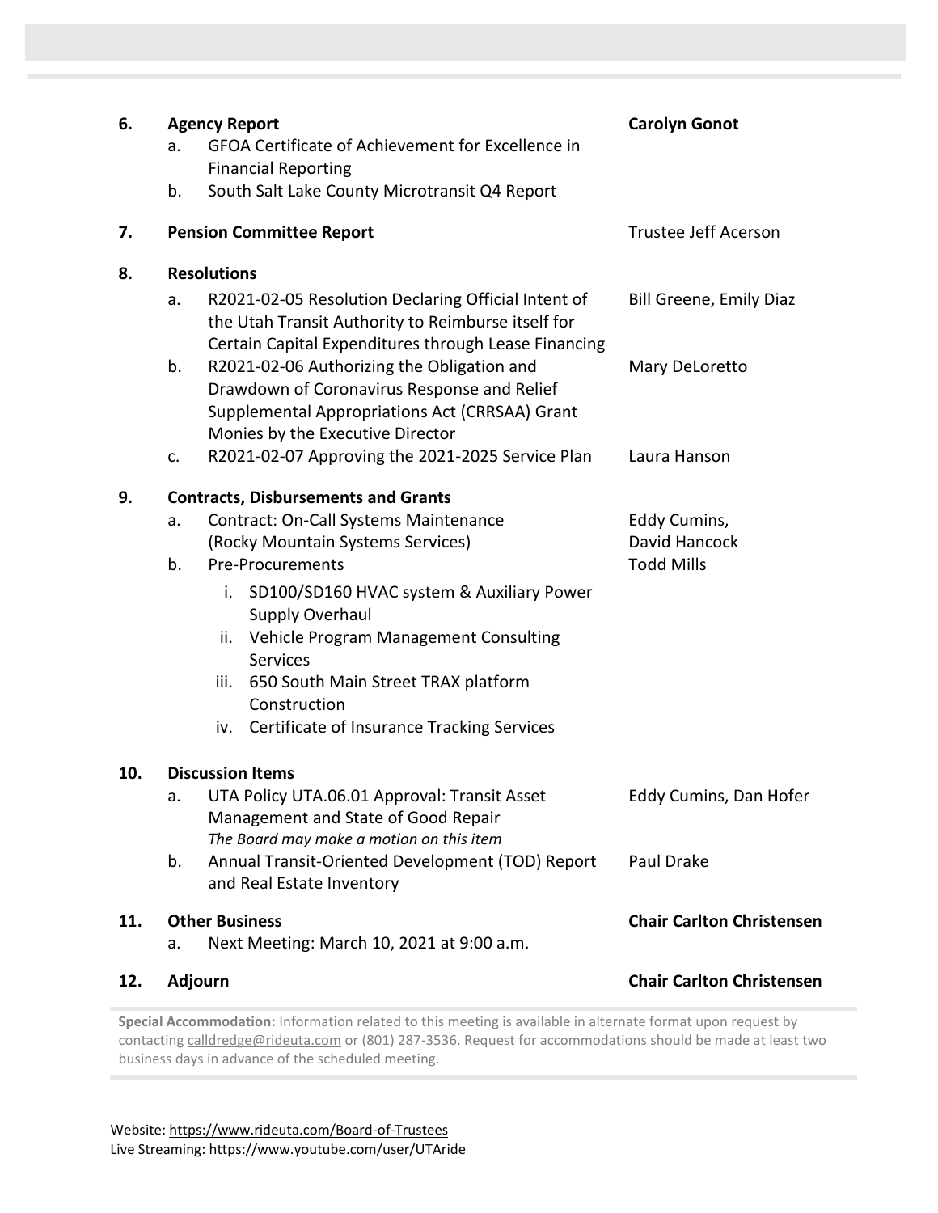**6. Agency Report** — **Carolyn Gonot**

a. GFOA Certificate of Achievement for Excellence in Financial Reporting
b. South Salt Lake County Microtransit Q4 Report

**7. Pension Committee Report** — Trustee Jeff Acerson

**8. Resolutions**

a. R2021-02-05 Resolution Declaring Official Intent of the Utah Transit Authority to Reimburse itself for Certain Capital Expenditures through Lease Financing — Bill Greene, Emily Diaz
b. R2021-02-06 Authorizing the Obligation and Drawdown of Coronavirus Response and Relief Supplemental Appropriations Act (CRRSAA) Grant Monies by the Executive Director — Mary DeLoretto
c. R2021-02-07 Approving the 2021-2025 Service Plan — Laura Hanson

**9. Contracts, Disbursements and Grants**

a. Contract: On-Call Systems Maintenance (Rocky Mountain Systems Services) — Eddy Cumins, David Hancock
b. Pre-Procurements — Todd Mills
   i. SD100/SD160 HVAC system & Auxiliary Power Supply Overhaul
   ii. Vehicle Program Management Consulting Services
   iii. 650 South Main Street TRAX platform Construction
   iv. Certificate of Insurance Tracking Services

**10. Discussion Items**

a. UTA Policy UTA.06.01 Approval: Transit Asset Management and State of Good Repair — Eddy Cumins, Dan Hofer
   *The Board may make a motion on this item*
b. Annual Transit-Oriented Development (TOD) Report and Real Estate Inventory — Paul Drake

**11. Other Business** — **Chair Carlton Christensen**

a. Next Meeting: March 10, 2021 at 9:00 a.m.

**12. Adjourn** — **Chair Carlton Christensen**

**Special Accommodation:** Information related to this meeting is available in alternate format upon request by contacting calldredge@rideuta.com or (801) 287-3536. Request for accommodations should be made at least two business days in advance of the scheduled meeting.

Website: https://www.rideuta.com/Board-of-Trustees
Live Streaming: https://www.youtube.com/user/UTAride